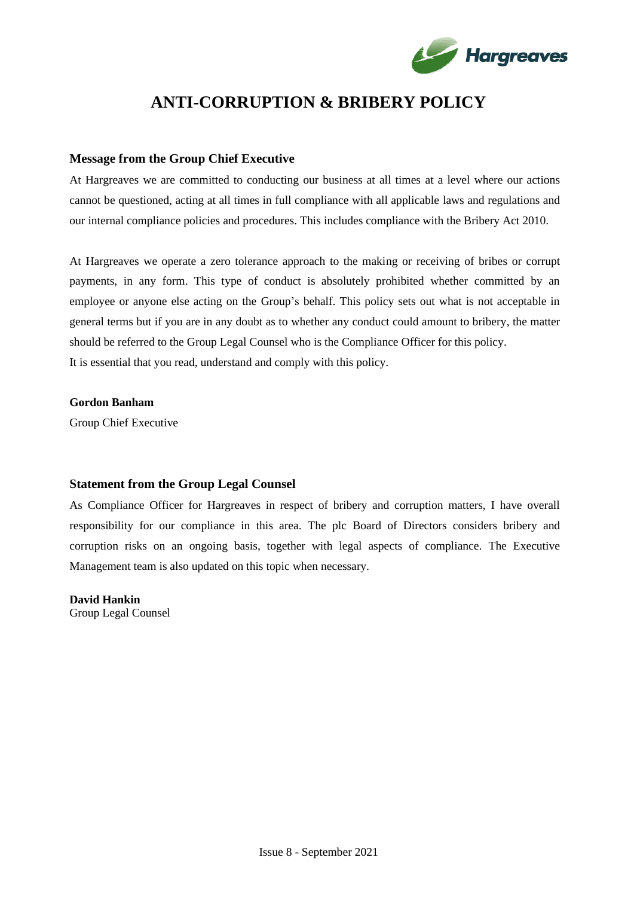# ANTI-CORRUPTION & BRIBERY POLICY

## Message from the Group Chief Executive

At Hargreaves we are committed to conducting our business at all times at a level where our actions cannot be questioned, acting at all times in full compliance with all applicable laws and regulations and our internal compliance policies and procedures. This includes compliance with the Bribery Act 2010.

At Hargreaves we operate a zero tolerance approach to the making or receiving of bribes or corrupt payments, in any form. This type of conduct is absolutely prohibited whether committed by an employee or anyone else acting on the Group's behalf. This policy sets out what is not acceptable in general terms but if you are in any doubt as to whether any conduct could amount to bribery, the matter should be referred to the Group Legal Counsel who is the Compliance Officer for this policy.
It is essential that you read, understand and comply with this policy.

**Gordon Banham**
Group Chief Executive

## Statement from the Group Legal Counsel

As Compliance Officer for Hargreaves in respect of bribery and corruption matters, I have overall responsibility for our compliance in this area. The plc Board of Directors considers bribery and corruption risks on an ongoing basis, together with legal aspects of compliance. The Executive Management team is also updated on this topic when necessary.

**David Hankin**
Group Legal Counsel

Issue 8 - September 2021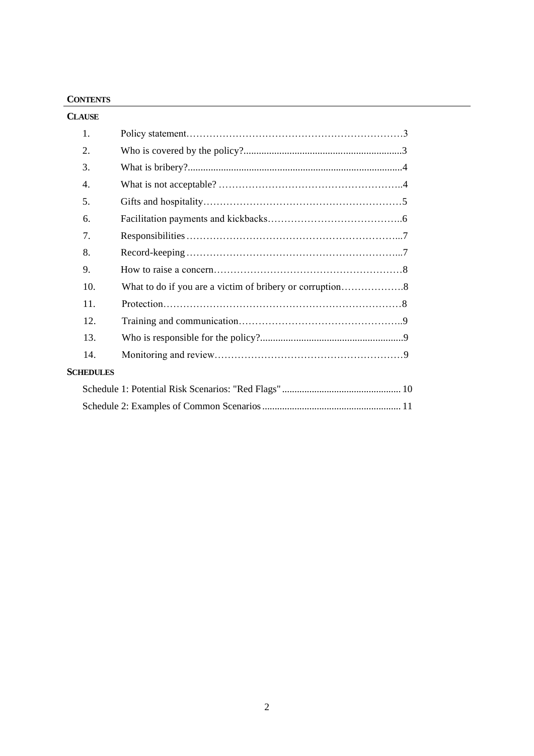**CONTENTS**

**CLAUSE**

| | | |
|---|---|---|
| 1. | Policy statement | 3 |
| 2. | Who is covered by the policy? | 3 |
| 3. | What is bribery? | 4 |
| 4. | What is not acceptable? | 4 |
| 5. | Gifts and hospitality | 5 |
| 6. | Facilitation payments and kickbacks | 6 |
| 7. | Responsibilities | 7 |
| 8. | Record-keeping | 7 |
| 9. | How to raise a concern | 8 |
| 10. | What to do if you are a victim of bribery or corruption | 8 |
| 11. | Protection | 8 |
| 12. | Training and communication | 9 |
| 13. | Who is responsible for the policy? | 9 |
| 14. | Monitoring and review | 9 |

**SCHEDULES**

| | |
|---|---|
| Schedule 1: Potential Risk Scenarios: "Red Flags" | 10 |
| Schedule 2: Examples of Common Scenarios | 11 |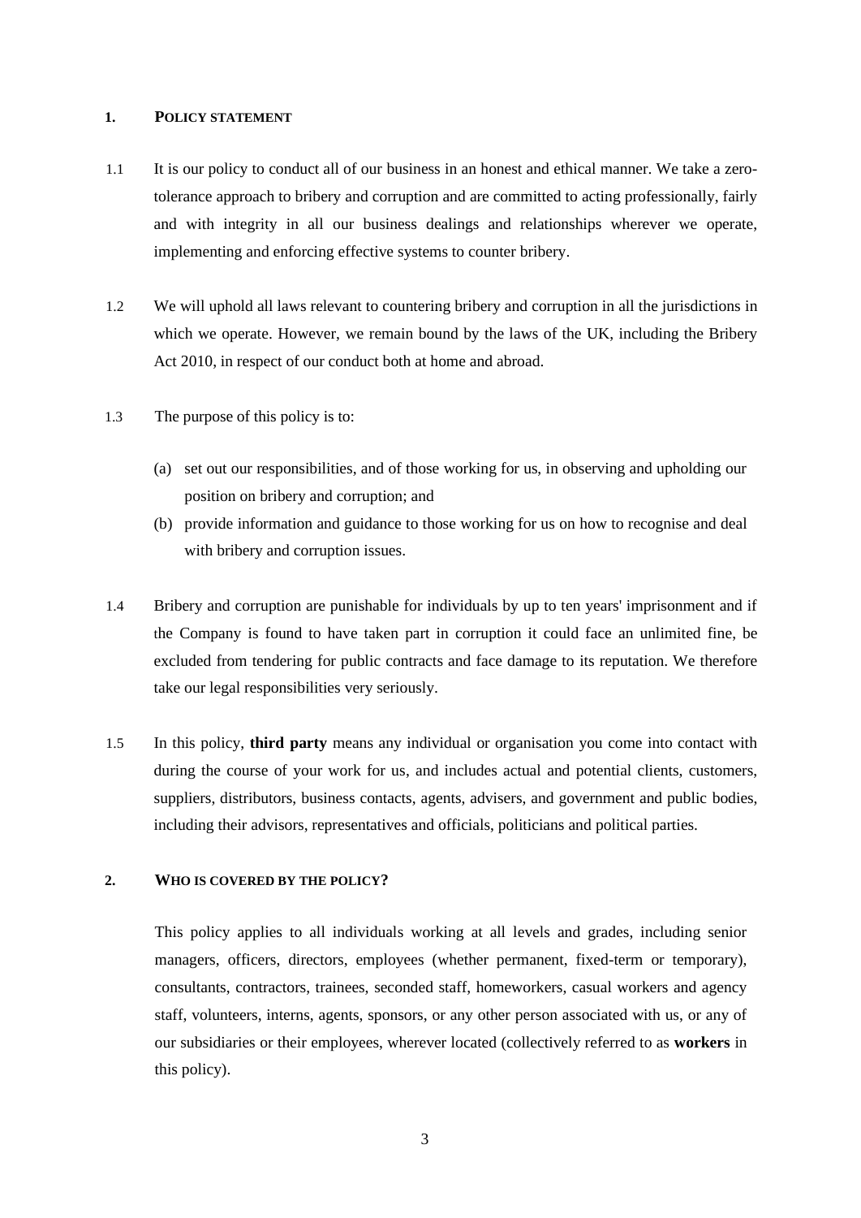## 1. POLICY STATEMENT

1.1 It is our policy to conduct all of our business in an honest and ethical manner. We take a zero-tolerance approach to bribery and corruption and are committed to acting professionally, fairly and with integrity in all our business dealings and relationships wherever we operate, implementing and enforcing effective systems to counter bribery.

1.2 We will uphold all laws relevant to countering bribery and corruption in all the jurisdictions in which we operate. However, we remain bound by the laws of the UK, including the Bribery Act 2010, in respect of our conduct both at home and abroad.

1.3 The purpose of this policy is to:

(a) set out our responsibilities, and of those working for us, in observing and upholding our position on bribery and corruption; and

(b) provide information and guidance to those working for us on how to recognise and deal with bribery and corruption issues.

1.4 Bribery and corruption are punishable for individuals by up to ten years' imprisonment and if the Company is found to have taken part in corruption it could face an unlimited fine, be excluded from tendering for public contracts and face damage to its reputation. We therefore take our legal responsibilities very seriously.

1.5 In this policy, **third party** means any individual or organisation you come into contact with during the course of your work for us, and includes actual and potential clients, customers, suppliers, distributors, business contacts, agents, advisers, and government and public bodies, including their advisors, representatives and officials, politicians and political parties.

## 2. WHO IS COVERED BY THE POLICY?

This policy applies to all individuals working at all levels and grades, including senior managers, officers, directors, employees (whether permanent, fixed-term or temporary), consultants, contractors, trainees, seconded staff, homeworkers, casual workers and agency staff, volunteers, interns, agents, sponsors, or any other person associated with us, or any of our subsidiaries or their employees, wherever located (collectively referred to as **workers** in this policy).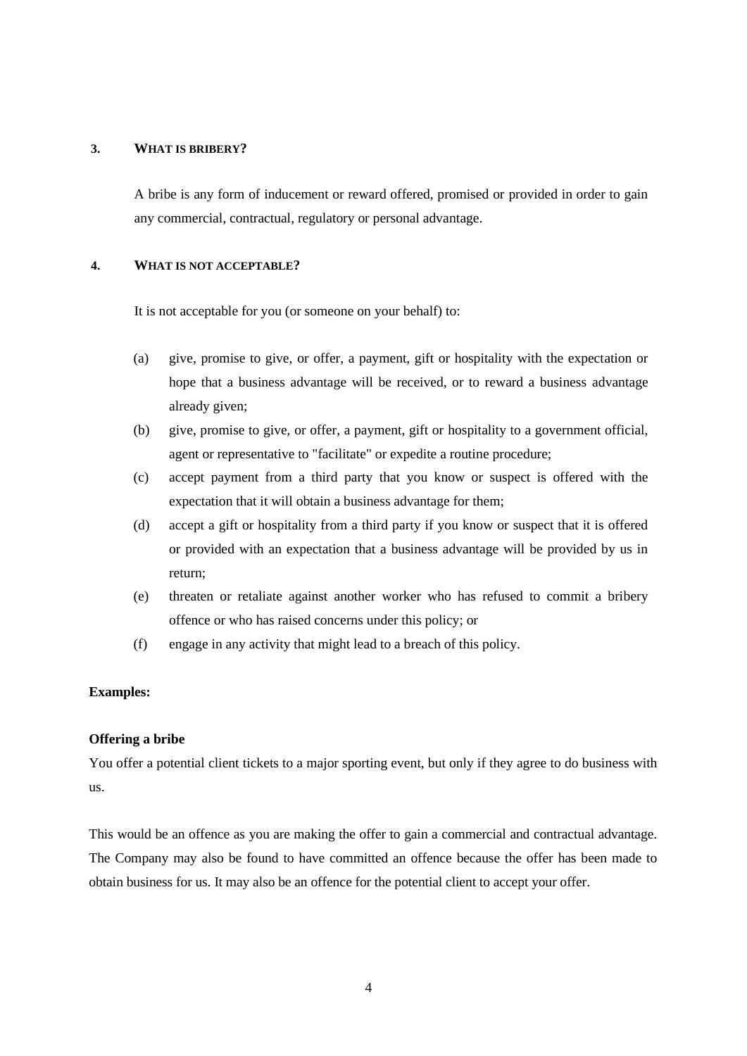## 3. WHAT IS BRIBERY?

A bribe is any form of inducement or reward offered, promised or provided in order to gain any commercial, contractual, regulatory or personal advantage.

## 4. WHAT IS NOT ACCEPTABLE?

It is not acceptable for you (or someone on your behalf) to:

(a) give, promise to give, or offer, a payment, gift or hospitality with the expectation or hope that a business advantage will be received, or to reward a business advantage already given;

(b) give, promise to give, or offer, a payment, gift or hospitality to a government official, agent or representative to "facilitate" or expedite a routine procedure;

(c) accept payment from a third party that you know or suspect is offered with the expectation that it will obtain a business advantage for them;

(d) accept a gift or hospitality from a third party if you know or suspect that it is offered or provided with an expectation that a business advantage will be provided by us in return;

(e) threaten or retaliate against another worker who has refused to commit a bribery offence or who has raised concerns under this policy; or

(f) engage in any activity that might lead to a breach of this policy.

**Examples:**

**Offering a bribe**

You offer a potential client tickets to a major sporting event, but only if they agree to do business with us.

This would be an offence as you are making the offer to gain a commercial and contractual advantage. The Company may also be found to have committed an offence because the offer has been made to obtain business for us. It may also be an offence for the potential client to accept your offer.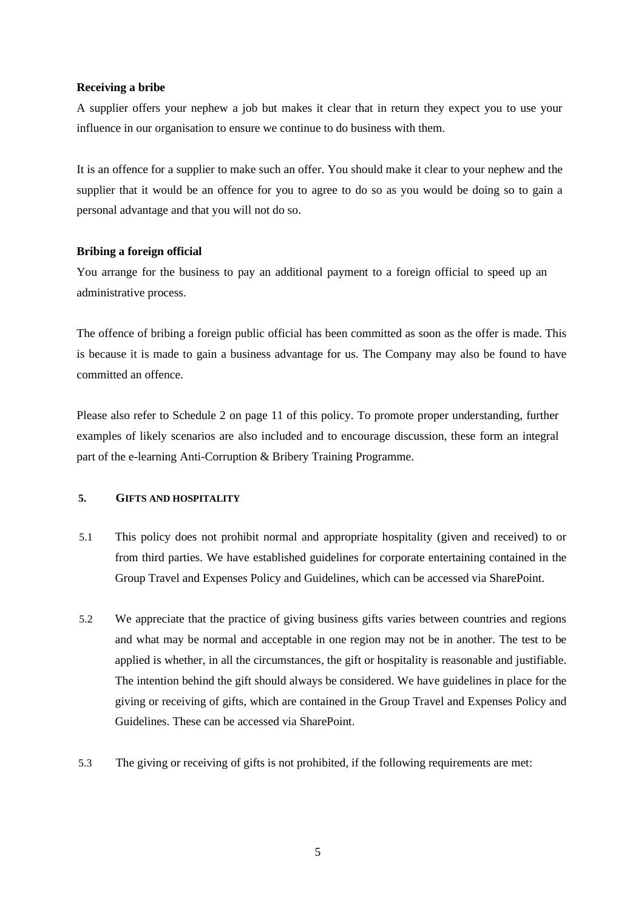**Receiving a bribe**

A supplier offers your nephew a job but makes it clear that in return they expect you to use your influence in our organisation to ensure we continue to do business with them.

It is an offence for a supplier to make such an offer. You should make it clear to your nephew and the supplier that it would be an offence for you to agree to do so as you would be doing so to gain a personal advantage and that you will not do so.

**Bribing a foreign official**

You arrange for the business to pay an additional payment to a foreign official to speed up an administrative process.

The offence of bribing a foreign public official has been committed as soon as the offer is made. This is because it is made to gain a business advantage for us. The Company may also be found to have committed an offence.

Please also refer to Schedule 2 on page 11 of this policy. To promote proper understanding, further examples of likely scenarios are also included and to encourage discussion, these form an integral part of the e-learning Anti-Corruption & Bribery Training Programme.

## 5. GIFTS AND HOSPITALITY

5.1 This policy does not prohibit normal and appropriate hospitality (given and received) to or from third parties. We have established guidelines for corporate entertaining contained in the Group Travel and Expenses Policy and Guidelines, which can be accessed via SharePoint.

5.2 We appreciate that the practice of giving business gifts varies between countries and regions and what may be normal and acceptable in one region may not be in another. The test to be applied is whether, in all the circumstances, the gift or hospitality is reasonable and justifiable. The intention behind the gift should always be considered. We have guidelines in place for the giving or receiving of gifts, which are contained in the Group Travel and Expenses Policy and Guidelines. These can be accessed via SharePoint.

5.3 The giving or receiving of gifts is not prohibited, if the following requirements are met: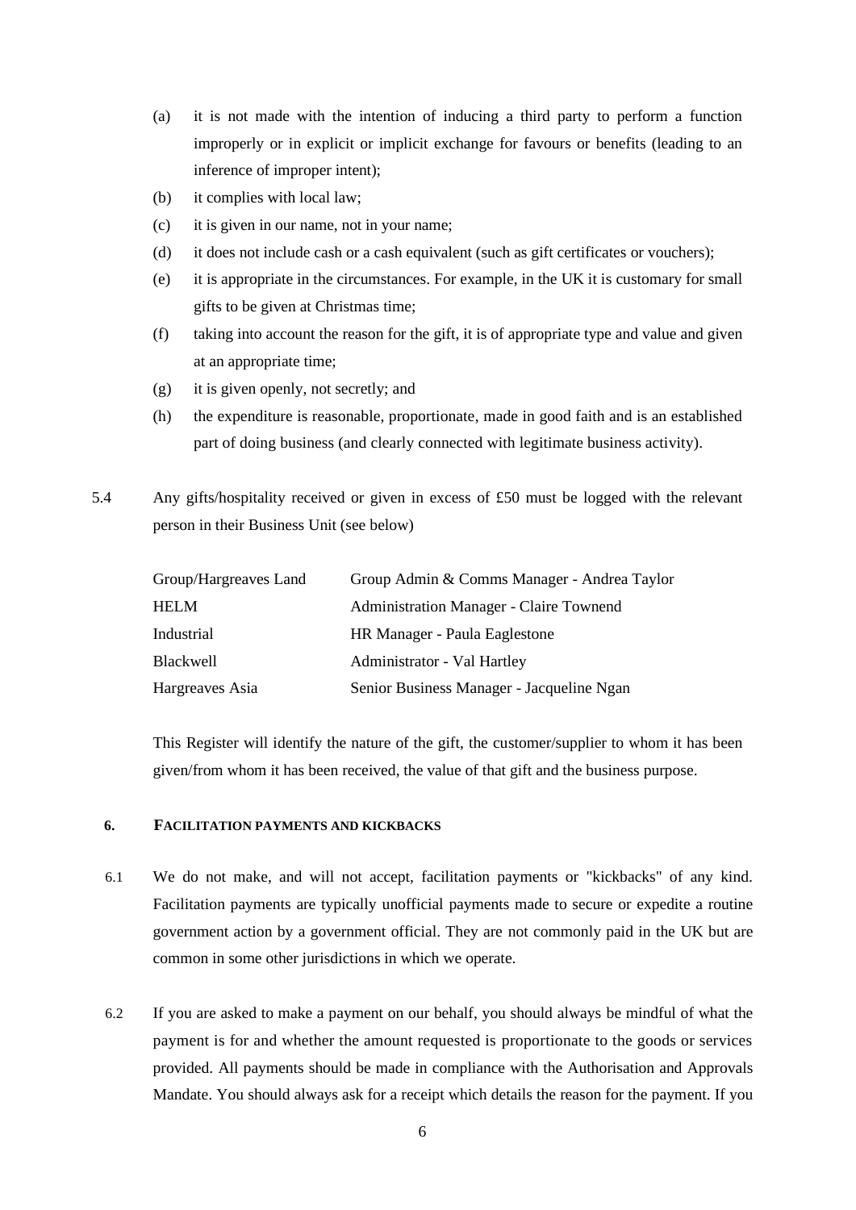(a) it is not made with the intention of inducing a third party to perform a function improperly or in explicit or implicit exchange for favours or benefits (leading to an inference of improper intent);

(b) it complies with local law;

(c) it is given in our name, not in your name;

(d) it does not include cash or a cash equivalent (such as gift certificates or vouchers);

(e) it is appropriate in the circumstances. For example, in the UK it is customary for small gifts to be given at Christmas time;

(f) taking into account the reason for the gift, it is of appropriate type and value and given at an appropriate time;

(g) it is given openly, not secretly; and

(h) the expenditure is reasonable, proportionate, made in good faith and is an established part of doing business (and clearly connected with legitimate business activity).

5.4 Any gifts/hospitality received or given in excess of £50 must be logged with the relevant person in their Business Unit (see below)

| | |
|---|---|
| Group/Hargreaves Land | Group Admin & Comms Manager - Andrea Taylor |
| HELM | Administration Manager - Claire Townend |
| Industrial | HR Manager - Paula Eaglestone |
| Blackwell | Administrator - Val Hartley |
| Hargreaves Asia | Senior Business Manager - Jacqueline Ngan |

This Register will identify the nature of the gift, the customer/supplier to whom it has been given/from whom it has been received, the value of that gift and the business purpose.

## 6. FACILITATION PAYMENTS AND KICKBACKS

6.1 We do not make, and will not accept, facilitation payments or "kickbacks" of any kind. Facilitation payments are typically unofficial payments made to secure or expedite a routine government action by a government official. They are not commonly paid in the UK but are common in some other jurisdictions in which we operate.

6.2 If you are asked to make a payment on our behalf, you should always be mindful of what the payment is for and whether the amount requested is proportionate to the goods or services provided. All payments should be made in compliance with the Authorisation and Approvals Mandate. You should always ask for a receipt which details the reason for the payment. If you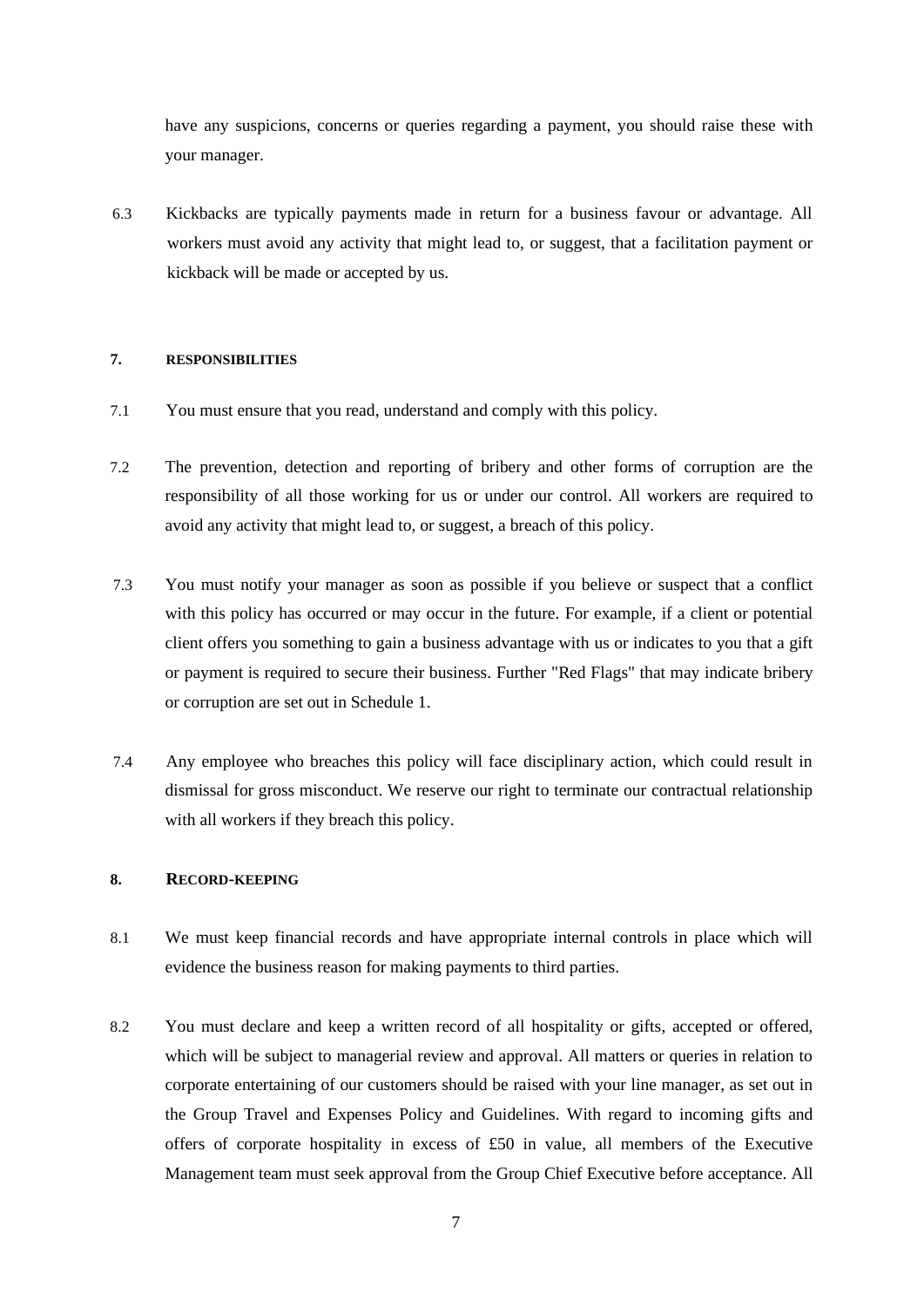have any suspicions, concerns or queries regarding a payment, you should raise these with your manager.

6.3 Kickbacks are typically payments made in return for a business favour or advantage. All workers must avoid any activity that might lead to, or suggest, that a facilitation payment or kickback will be made or accepted by us.

## 7. RESPONSIBILITIES

7.1 You must ensure that you read, understand and comply with this policy.

7.2 The prevention, detection and reporting of bribery and other forms of corruption are the responsibility of all those working for us or under our control. All workers are required to avoid any activity that might lead to, or suggest, a breach of this policy.

7.3 You must notify your manager as soon as possible if you believe or suspect that a conflict with this policy has occurred or may occur in the future. For example, if a client or potential client offers you something to gain a business advantage with us or indicates to you that a gift or payment is required to secure their business. Further "Red Flags" that may indicate bribery or corruption are set out in Schedule 1.

7.4 Any employee who breaches this policy will face disciplinary action, which could result in dismissal for gross misconduct. We reserve our right to terminate our contractual relationship with all workers if they breach this policy.

## 8. RECORD-KEEPING

8.1 We must keep financial records and have appropriate internal controls in place which will evidence the business reason for making payments to third parties.

8.2 You must declare and keep a written record of all hospitality or gifts, accepted or offered, which will be subject to managerial review and approval. All matters or queries in relation to corporate entertaining of our customers should be raised with your line manager, as set out in the Group Travel and Expenses Policy and Guidelines. With regard to incoming gifts and offers of corporate hospitality in excess of £50 in value, all members of the Executive Management team must seek approval from the Group Chief Executive before acceptance. All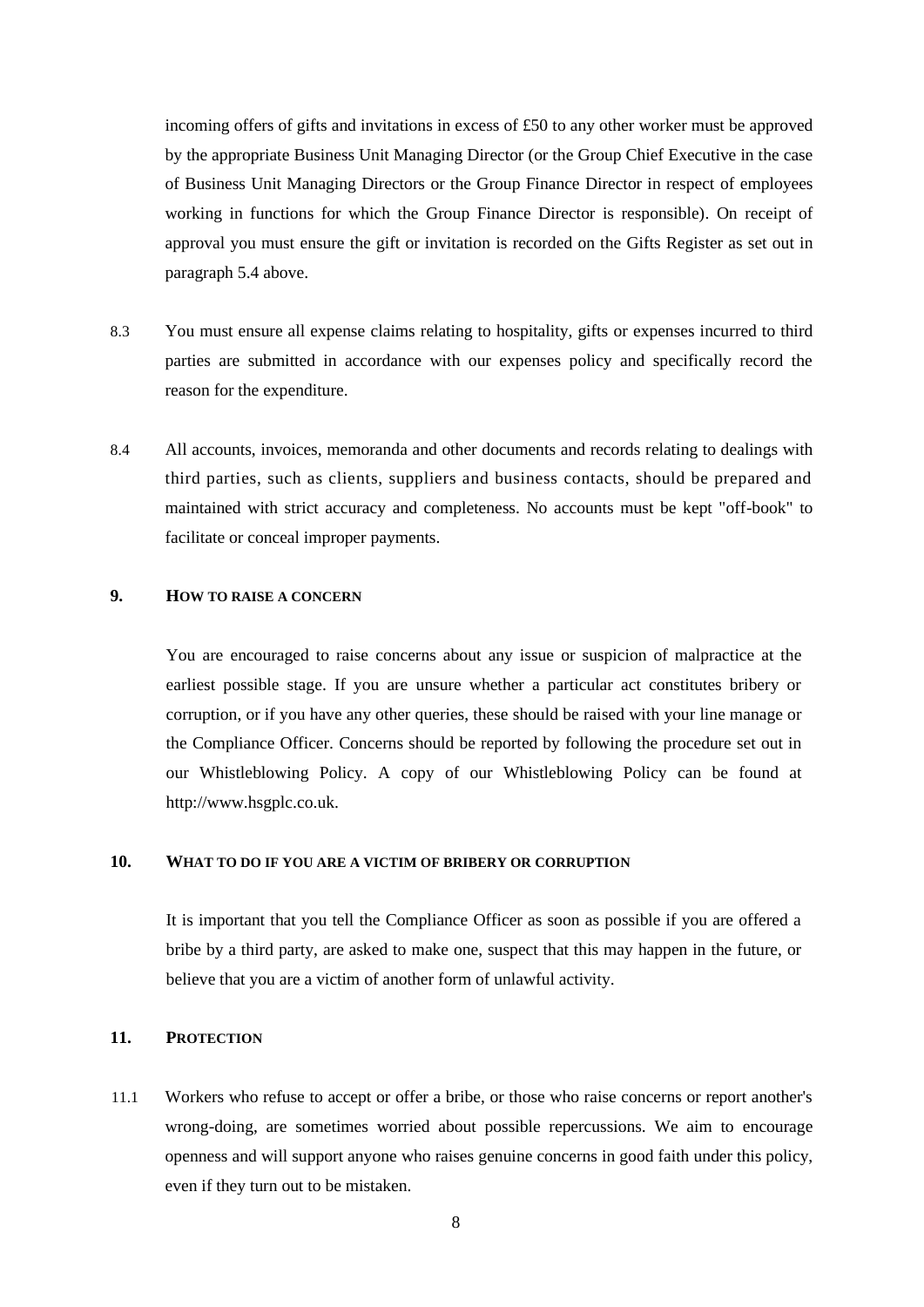incoming offers of gifts and invitations in excess of £50 to any other worker must be approved by the appropriate Business Unit Managing Director (or the Group Chief Executive in the case of Business Unit Managing Directors or the Group Finance Director in respect of employees working in functions for which the Group Finance Director is responsible). On receipt of approval you must ensure the gift or invitation is recorded on the Gifts Register as set out in paragraph 5.4 above.

8.3 You must ensure all expense claims relating to hospitality, gifts or expenses incurred to third parties are submitted in accordance with our expenses policy and specifically record the reason for the expenditure.

8.4 All accounts, invoices, memoranda and other documents and records relating to dealings with third parties, such as clients, suppliers and business contacts, should be prepared and maintained with strict accuracy and completeness. No accounts must be kept "off-book" to facilitate or conceal improper payments.

## 9. HOW TO RAISE A CONCERN

You are encouraged to raise concerns about any issue or suspicion of malpractice at the earliest possible stage. If you are unsure whether a particular act constitutes bribery or corruption, or if you have any other queries, these should be raised with your line manage or the Compliance Officer. Concerns should be reported by following the procedure set out in our Whistleblowing Policy. A copy of our Whistleblowing Policy can be found at http://www.hsgplc.co.uk.

## 10. WHAT TO DO IF YOU ARE A VICTIM OF BRIBERY OR CORRUPTION

It is important that you tell the Compliance Officer as soon as possible if you are offered a bribe by a third party, are asked to make one, suspect that this may happen in the future, or believe that you are a victim of another form of unlawful activity.

## 11. PROTECTION

11.1 Workers who refuse to accept or offer a bribe, or those who raise concerns or report another's wrong-doing, are sometimes worried about possible repercussions. We aim to encourage openness and will support anyone who raises genuine concerns in good faith under this policy, even if they turn out to be mistaken.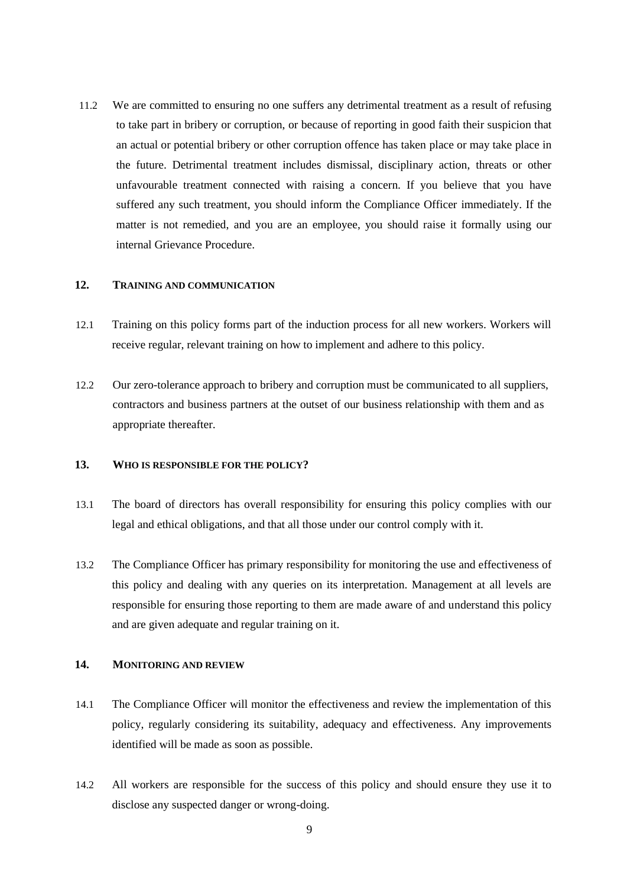11.2 We are committed to ensuring no one suffers any detrimental treatment as a result of refusing to take part in bribery or corruption, or because of reporting in good faith their suspicion that an actual or potential bribery or other corruption offence has taken place or may take place in the future. Detrimental treatment includes dismissal, disciplinary action, threats or other unfavourable treatment connected with raising a concern. If you believe that you have suffered any such treatment, you should inform the Compliance Officer immediately. If the matter is not remedied, and you are an employee, you should raise it formally using our internal Grievance Procedure.

## 12. TRAINING AND COMMUNICATION

12.1 Training on this policy forms part of the induction process for all new workers. Workers will receive regular, relevant training on how to implement and adhere to this policy.

12.2 Our zero-tolerance approach to bribery and corruption must be communicated to all suppliers, contractors and business partners at the outset of our business relationship with them and as appropriate thereafter.

## 13. WHO IS RESPONSIBLE FOR THE POLICY?

13.1 The board of directors has overall responsibility for ensuring this policy complies with our legal and ethical obligations, and that all those under our control comply with it.

13.2 The Compliance Officer has primary responsibility for monitoring the use and effectiveness of this policy and dealing with any queries on its interpretation. Management at all levels are responsible for ensuring those reporting to them are made aware of and understand this policy and are given adequate and regular training on it.

## 14. MONITORING AND REVIEW

14.1 The Compliance Officer will monitor the effectiveness and review the implementation of this policy, regularly considering its suitability, adequacy and effectiveness. Any improvements identified will be made as soon as possible.

14.2 All workers are responsible for the success of this policy and should ensure they use it to disclose any suspected danger or wrong-doing.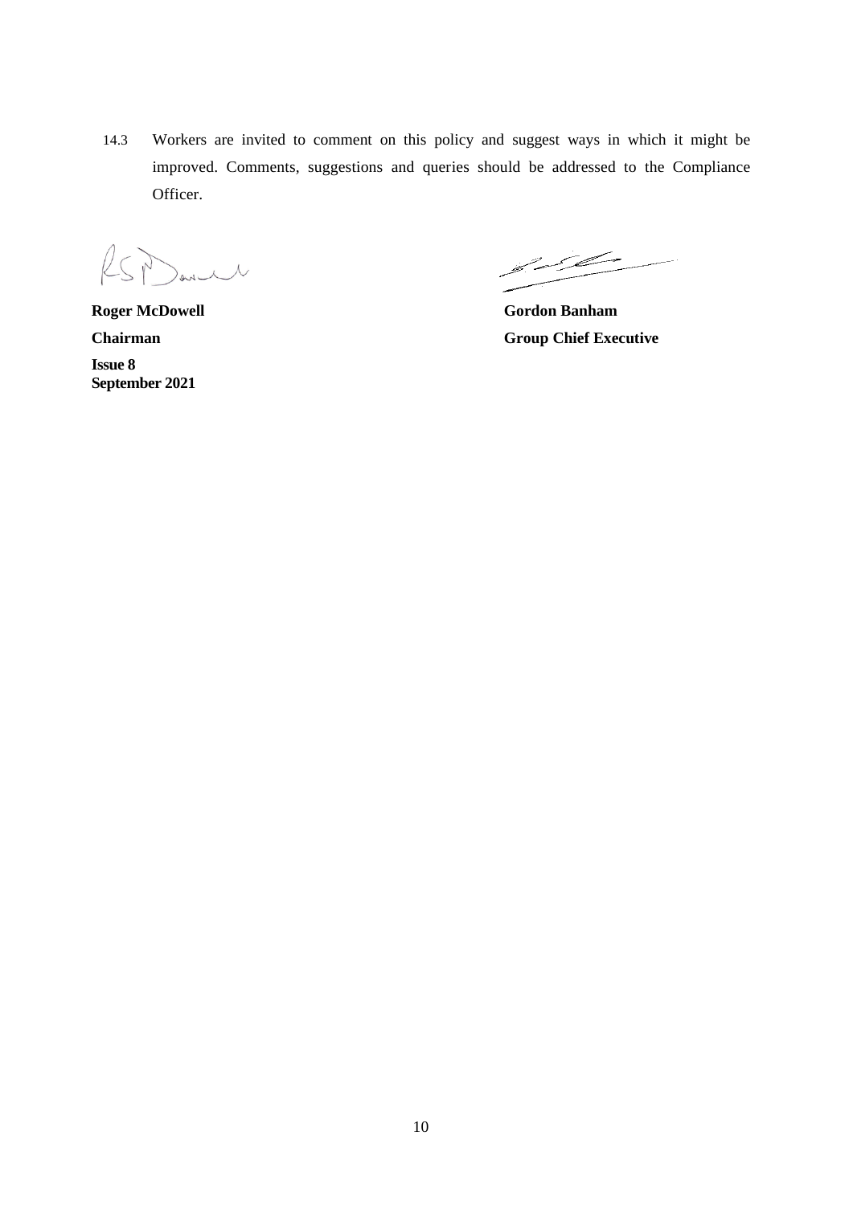14.3 Workers are invited to comment on this policy and suggest ways in which it might be improved. Comments, suggestions and queries should be addressed to the Compliance Officer.

| | |
|---|---|
| **Roger McDowell** | **Gordon Banham** |
| **Chairman** | **Group Chief Executive** |

**Issue 8**
**September 2021**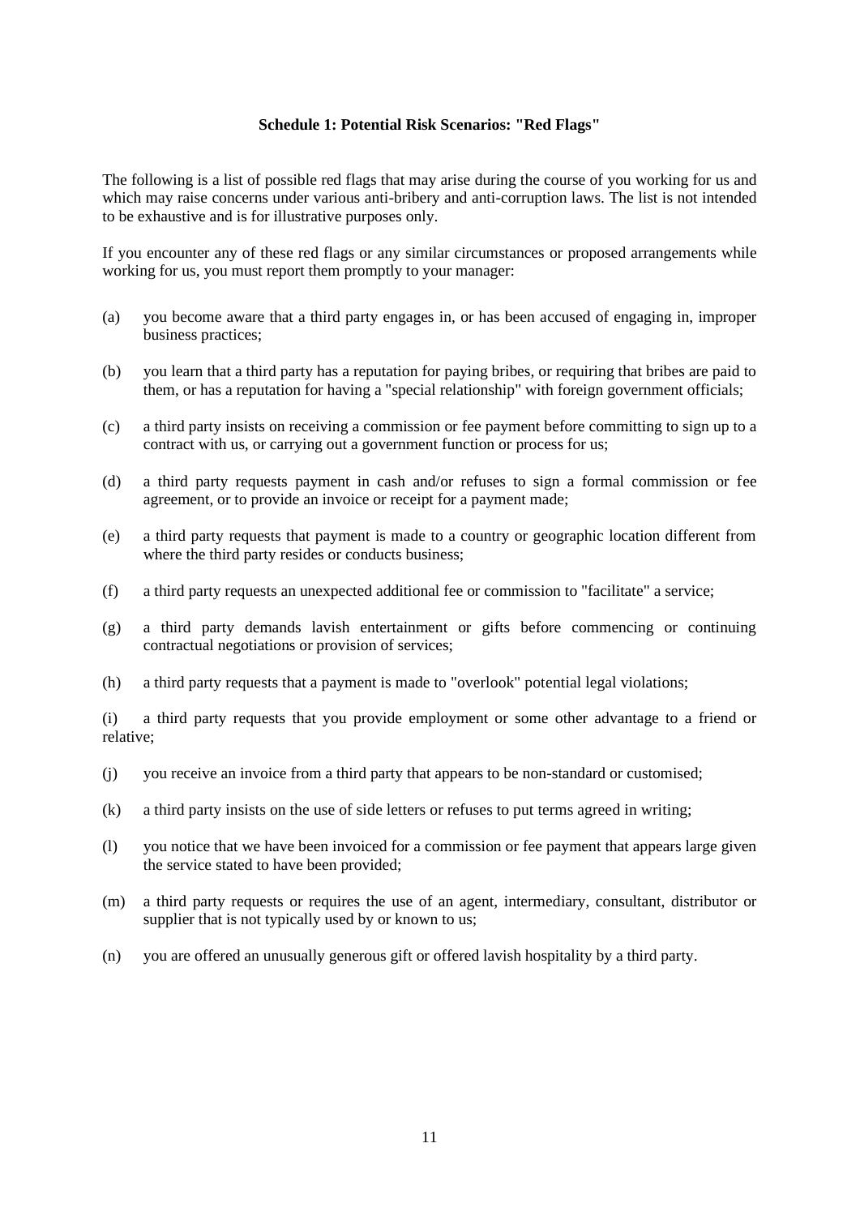## Schedule 1: Potential Risk Scenarios: "Red Flags"

The following is a list of possible red flags that may arise during the course of you working for us and which may raise concerns under various anti-bribery and anti-corruption laws. The list is not intended to be exhaustive and is for illustrative purposes only.

If you encounter any of these red flags or any similar circumstances or proposed arrangements while working for us, you must report them promptly to your manager:

(a) you become aware that a third party engages in, or has been accused of engaging in, improper business practices;

(b) you learn that a third party has a reputation for paying bribes, or requiring that bribes are paid to them, or has a reputation for having a "special relationship" with foreign government officials;

(c) a third party insists on receiving a commission or fee payment before committing to sign up to a contract with us, or carrying out a government function or process for us;

(d) a third party requests payment in cash and/or refuses to sign a formal commission or fee agreement, or to provide an invoice or receipt for a payment made;

(e) a third party requests that payment is made to a country or geographic location different from where the third party resides or conducts business;

(f) a third party requests an unexpected additional fee or commission to "facilitate" a service;

(g) a third party demands lavish entertainment or gifts before commencing or continuing contractual negotiations or provision of services;

(h) a third party requests that a payment is made to "overlook" potential legal violations;

(i) a third party requests that you provide employment or some other advantage to a friend or relative;

(j) you receive an invoice from a third party that appears to be non-standard or customised;

(k) a third party insists on the use of side letters or refuses to put terms agreed in writing;

(l) you notice that we have been invoiced for a commission or fee payment that appears large given the service stated to have been provided;

(m) a third party requests or requires the use of an agent, intermediary, consultant, distributor or supplier that is not typically used by or known to us;

(n) you are offered an unusually generous gift or offered lavish hospitality by a third party.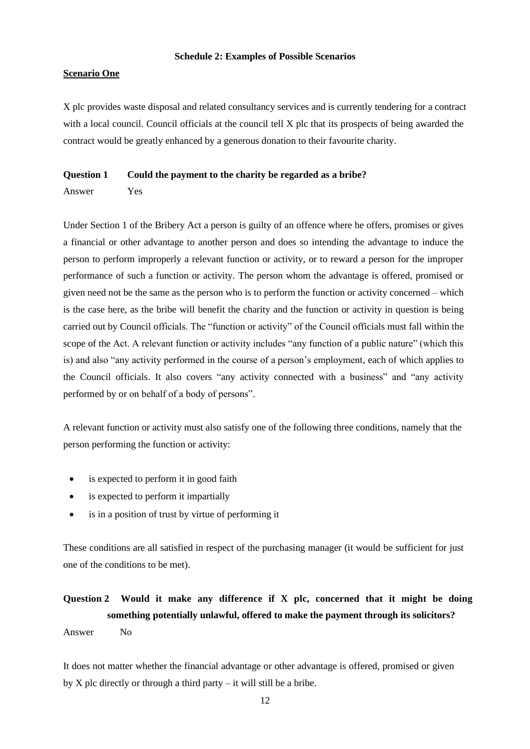**Schedule 2: Examples of Possible Scenarios**

**Scenario One**

X plc provides waste disposal and related consultancy services and is currently tendering for a contract with a local council. Council officials at the council tell X plc that its prospects of being awarded the contract would be greatly enhanced by a generous donation to their favourite charity.

**Question 1 Could the payment to the charity be regarded as a bribe?**

Answer Yes

Under Section 1 of the Bribery Act a person is guilty of an offence where he offers, promises or gives a financial or other advantage to another person and does so intending the advantage to induce the person to perform improperly a relevant function or activity, or to reward a person for the improper performance of such a function or activity. The person whom the advantage is offered, promised or given need not be the same as the person who is to perform the function or activity concerned – which is the case here, as the bribe will benefit the charity and the function or activity in question is being carried out by Council officials. The "function or activity" of the Council officials must fall within the scope of the Act. A relevant function or activity includes "any function of a public nature" (which this is) and also "any activity performed in the course of a person's employment, each of which applies to the Council officials. It also covers "any activity connected with a business" and "any activity performed by or on behalf of a body of persons".

A relevant function or activity must also satisfy one of the following three conditions, namely that the person performing the function or activity:

- is expected to perform it in good faith
- is expected to perform it impartially
- is in a position of trust by virtue of performing it

These conditions are all satisfied in respect of the purchasing manager (it would be sufficient for just one of the conditions to be met).

**Question 2 Would it make any difference if X plc, concerned that it might be doing something potentially unlawful, offered to make the payment through its solicitors?**

Answer No

It does not matter whether the financial advantage or other advantage is offered, promised or given by X plc directly or through a third party – it will still be a bribe.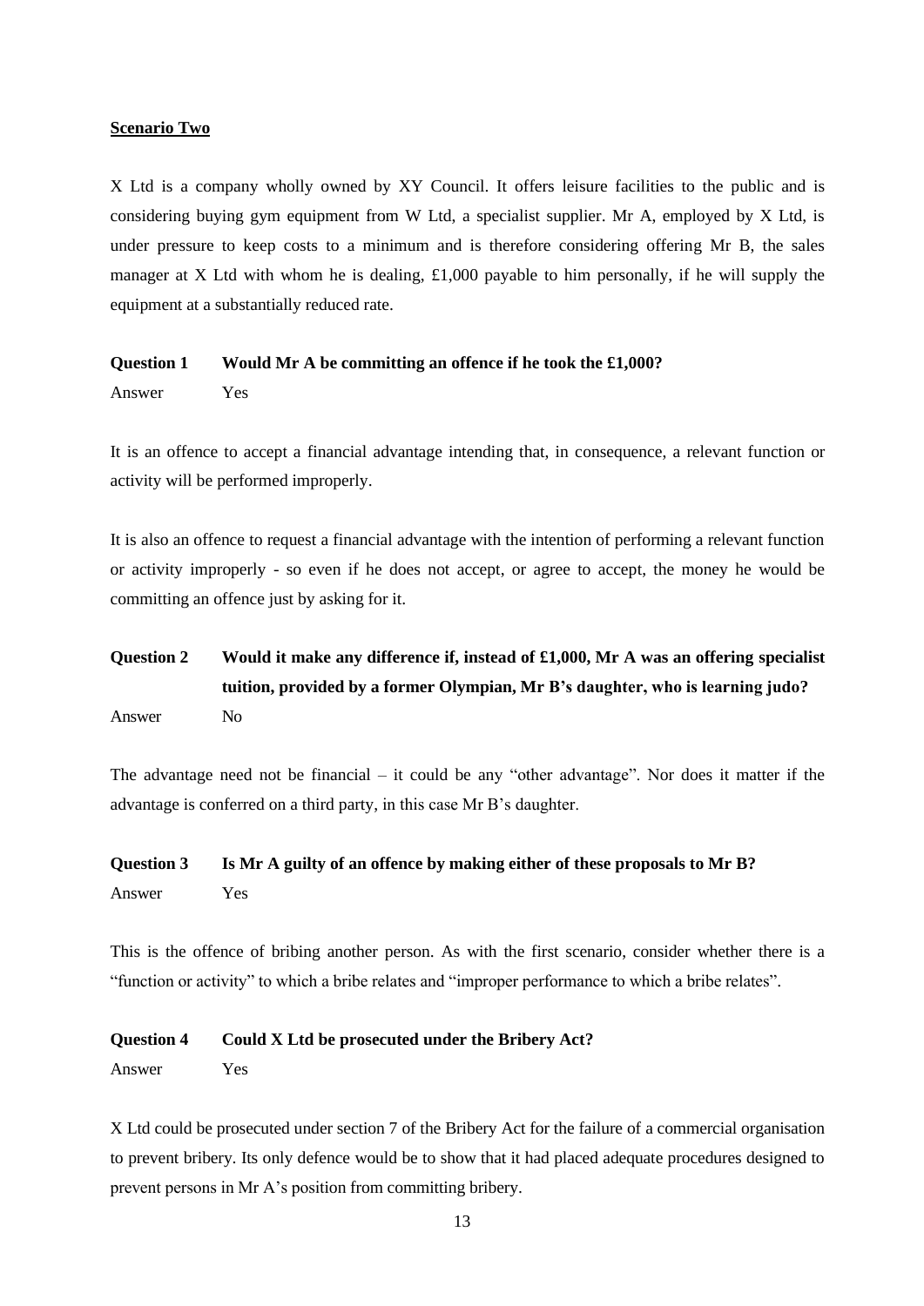**Scenario Two**

X Ltd is a company wholly owned by XY Council. It offers leisure facilities to the public and is considering buying gym equipment from W Ltd, a specialist supplier. Mr A, employed by X Ltd, is under pressure to keep costs to a minimum and is therefore considering offering Mr B, the sales manager at X Ltd with whom he is dealing, £1,000 payable to him personally, if he will supply the equipment at a substantially reduced rate.

**Question 1 Would Mr A be committing an offence if he took the £1,000?**

Answer Yes

It is an offence to accept a financial advantage intending that, in consequence, a relevant function or activity will be performed improperly.

It is also an offence to request a financial advantage with the intention of performing a relevant function or activity improperly - so even if he does not accept, or agree to accept, the money he would be committing an offence just by asking for it.

**Question 2 Would it make any difference if, instead of £1,000, Mr A was an offering specialist tuition, provided by a former Olympian, Mr B's daughter, who is learning judo?**

Answer No

The advantage need not be financial – it could be any "other advantage". Nor does it matter if the advantage is conferred on a third party, in this case Mr B's daughter.

**Question 3 Is Mr A guilty of an offence by making either of these proposals to Mr B?**

Answer Yes

This is the offence of bribing another person. As with the first scenario, consider whether there is a "function or activity" to which a bribe relates and "improper performance to which a bribe relates".

**Question 4 Could X Ltd be prosecuted under the Bribery Act?**

Answer Yes

X Ltd could be prosecuted under section 7 of the Bribery Act for the failure of a commercial organisation to prevent bribery. Its only defence would be to show that it had placed adequate procedures designed to prevent persons in Mr A's position from committing bribery.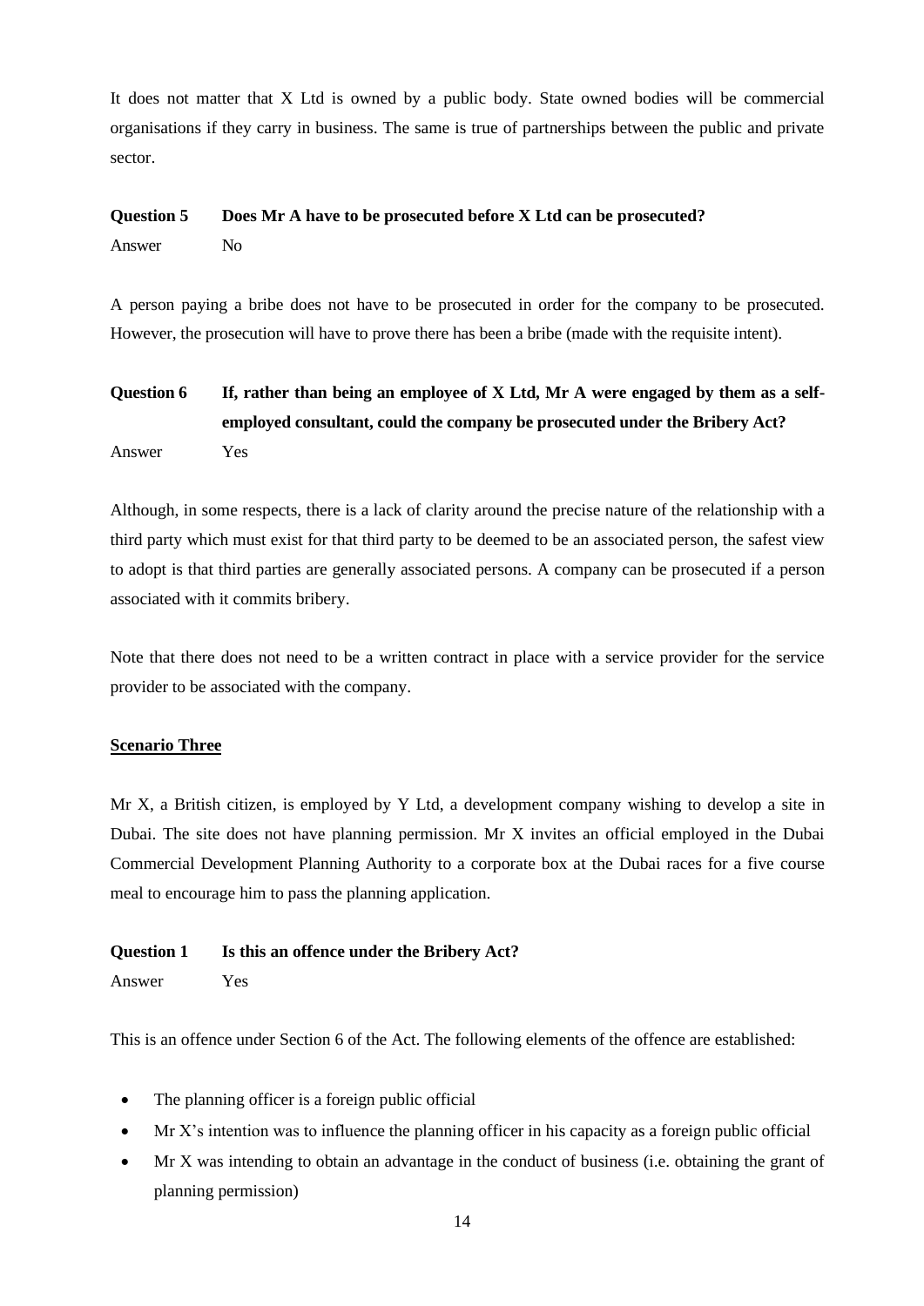It does not matter that X Ltd is owned by a public body. State owned bodies will be commercial organisations if they carry in business. The same is true of partnerships between the public and private sector.

**Question 5 Does Mr A have to be prosecuted before X Ltd can be prosecuted?**

Answer No

A person paying a bribe does not have to be prosecuted in order for the company to be prosecuted. However, the prosecution will have to prove there has been a bribe (made with the requisite intent).

**Question 6 If, rather than being an employee of X Ltd, Mr A were engaged by them as a self-employed consultant, could the company be prosecuted under the Bribery Act?**

Answer Yes

Although, in some respects, there is a lack of clarity around the precise nature of the relationship with a third party which must exist for that third party to be deemed to be an associated person, the safest view to adopt is that third parties are generally associated persons. A company can be prosecuted if a person associated with it commits bribery.

Note that there does not need to be a written contract in place with a service provider for the service provider to be associated with the company.

**Scenario Three**

Mr X, a British citizen, is employed by Y Ltd, a development company wishing to develop a site in Dubai. The site does not have planning permission. Mr X invites an official employed in the Dubai Commercial Development Planning Authority to a corporate box at the Dubai races for a five course meal to encourage him to pass the planning application.

**Question 1 Is this an offence under the Bribery Act?**

Answer Yes

This is an offence under Section 6 of the Act. The following elements of the offence are established:

- The planning officer is a foreign public official
- Mr X's intention was to influence the planning officer in his capacity as a foreign public official
- Mr X was intending to obtain an advantage in the conduct of business (i.e. obtaining the grant of planning permission)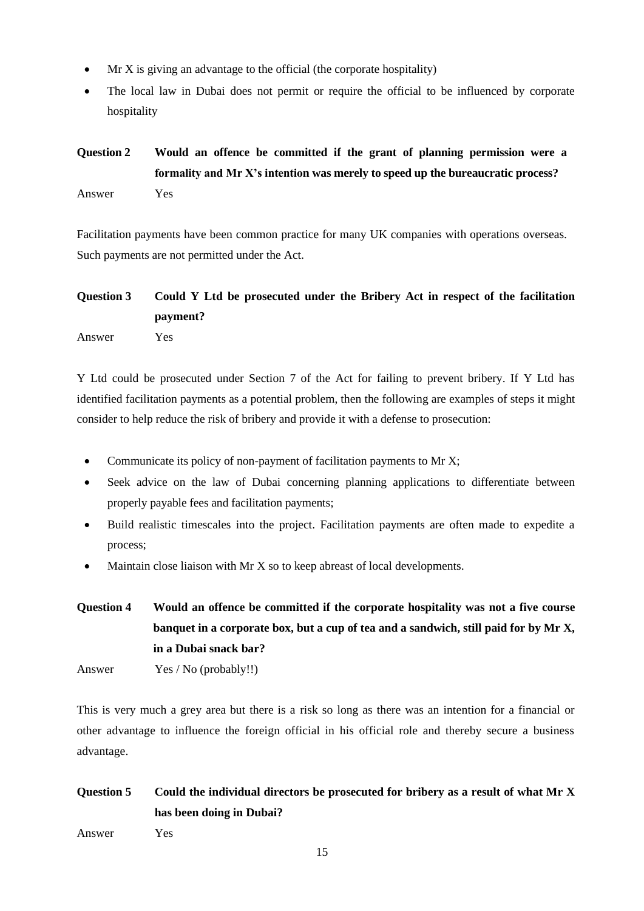- Mr X is giving an advantage to the official (the corporate hospitality)
- The local law in Dubai does not permit or require the official to be influenced by corporate hospitality

**Question 2 Would an offence be committed if the grant of planning permission were a formality and Mr X's intention was merely to speed up the bureaucratic process?**

Answer Yes

Facilitation payments have been common practice for many UK companies with operations overseas. Such payments are not permitted under the Act.

**Question 3 Could Y Ltd be prosecuted under the Bribery Act in respect of the facilitation payment?**

Answer Yes

Y Ltd could be prosecuted under Section 7 of the Act for failing to prevent bribery. If Y Ltd has identified facilitation payments as a potential problem, then the following are examples of steps it might consider to help reduce the risk of bribery and provide it with a defense to prosecution:

- Communicate its policy of non-payment of facilitation payments to Mr X;
- Seek advice on the law of Dubai concerning planning applications to differentiate between properly payable fees and facilitation payments;
- Build realistic timescales into the project. Facilitation payments are often made to expedite a process;
- Maintain close liaison with Mr X so to keep abreast of local developments.

**Question 4 Would an offence be committed if the corporate hospitality was not a five course banquet in a corporate box, but a cup of tea and a sandwich, still paid for by Mr X, in a Dubai snack bar?**

Answer Yes / No (probably!!)

This is very much a grey area but there is a risk so long as there was an intention for a financial or other advantage to influence the foreign official in his official role and thereby secure a business advantage.

**Question 5 Could the individual directors be prosecuted for bribery as a result of what Mr X has been doing in Dubai?**

Answer Yes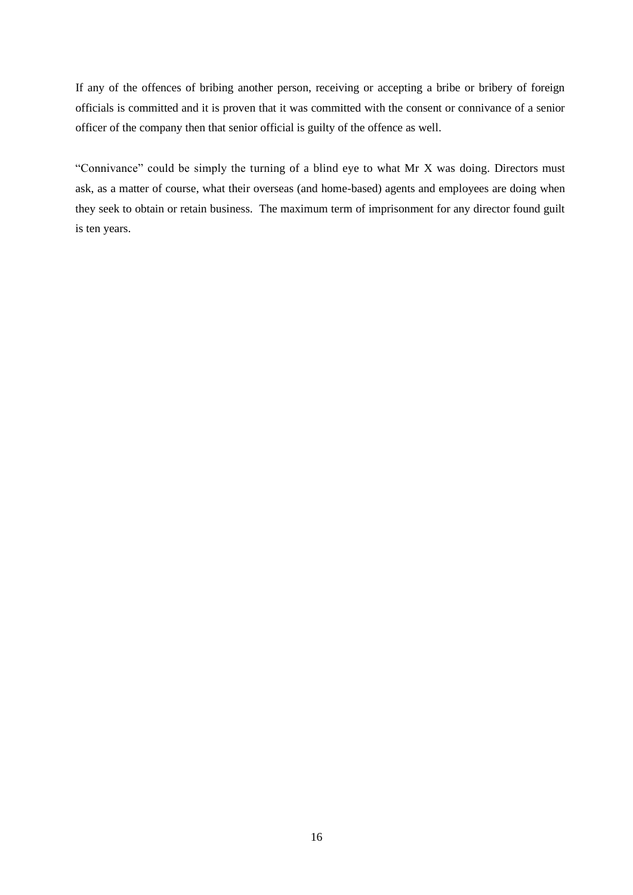If any of the offences of bribing another person, receiving or accepting a bribe or bribery of foreign officials is committed and it is proven that it was committed with the consent or connivance of a senior officer of the company then that senior official is guilty of the offence as well.

"Connivance" could be simply the turning of a blind eye to what Mr X was doing. Directors must ask, as a matter of course, what their overseas (and home-based) agents and employees are doing when they seek to obtain or retain business. The maximum term of imprisonment for any director found guilt is ten years.